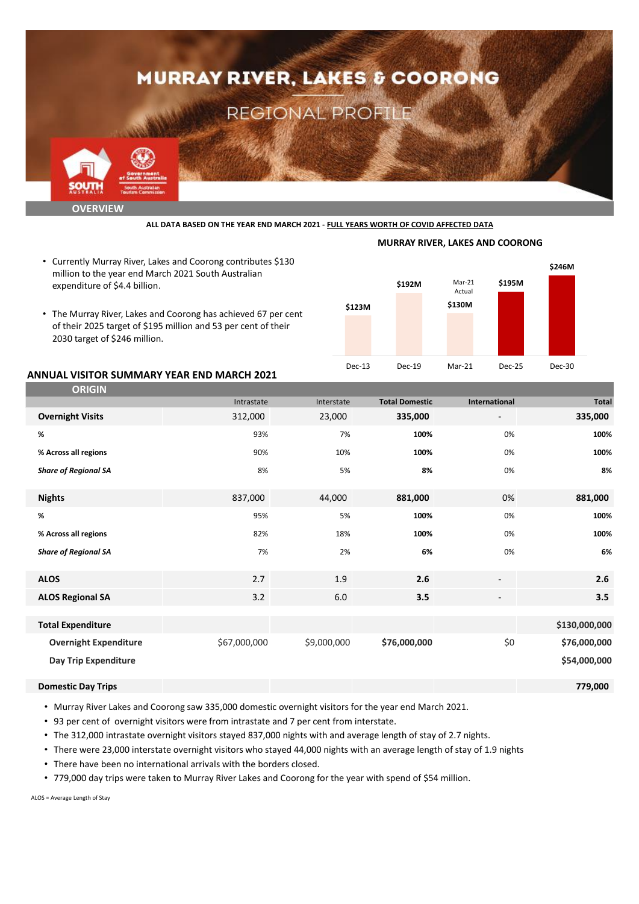# MURRAY RIVER, LAKES & COORONG

## REGIONAL PROFILE

### OVERVIEW

**ALL DATA BASED ON THE YEAR END MARCH 2021 - FULL YEARS WORTH OF COVID AFFECTED DATA**

- Currently Murray River, Lakes and Coorong contributes $130 million to the year end March 2021 South Australian expenditure of $4.4 billion.
- The Murray River, Lakes and Coorong has achieved 67 per cent of their 2025 target of $195 million and 53 per cent of their 2030 target of $246 million.

**MURRAY RIVER, LAKES AND COORONG**

| Dec-13 | Dec-19 | Mar-21 (Actual) | Dec-25 | Dec-30 |
|---|---|---|---|---|
| $123M | $192M | $130M | $195M | $246M |

### ANNUAL VISITOR SUMMARY YEAR END MARCH 2021

| ORIGIN | Intrastate | Interstate | Total Domestic | International | Total |
|---|---|---|---|---|---|
| **Overnight Visits** | 312,000 | 23,000 | **335,000** | - | **335,000** |
| **%** | 93% | 7% | **100%** | 0% | **100%** |
| **% Across all regions** | 90% | 10% | **100%** | 0% | **100%** |
| ***Share of Regional SA*** | 8% | 5% | **8%** | 0% | **8%** |
| **Nights** | 837,000 | 44,000 | **881,000** | 0% | **881,000** |
| **%** | 95% | 5% | **100%** | 0% | **100%** |
| **% Across all regions** | 82% | 18% | **100%** | 0% | **100%** |
| ***Share of Regional SA*** | 7% | 2% | **6%** | 0% | **6%** |
| **ALOS** | 2.7 | 1.9 | **2.6** | - | **2.6** |
| **ALOS Regional SA** | 3.2 | 6.0 | **3.5** | - | **3.5** |
| **Total Expenditure** | | | | | **$130,000,000** |
| **Overnight Expenditure** | $67,000,000 | $9,000,000 | **$76,000,000** | $0 | **$76,000,000** |
| **Day Trip Expenditure** | | | | | **$54,000,000** |
| **Domestic Day Trips** | | | | | **779,000** |

- Murray River Lakes and Coorong saw 335,000 domestic overnight visitors for the year end March 2021.
- 93 per cent of overnight visitors were from intrastate and 7 per cent from interstate.
- The 312,000 intrastate overnight visitors stayed 837,000 nights with and average length of stay of 2.7 nights.
- There were 23,000 interstate overnight visitors who stayed 44,000 nights with an average length of stay of 1.9 nights
- There have been no international arrivals with the borders closed.
- 779,000 day trips were taken to Murray River Lakes and Coorong for the year with spend of $54 million.

ALOS = Average Length of Stay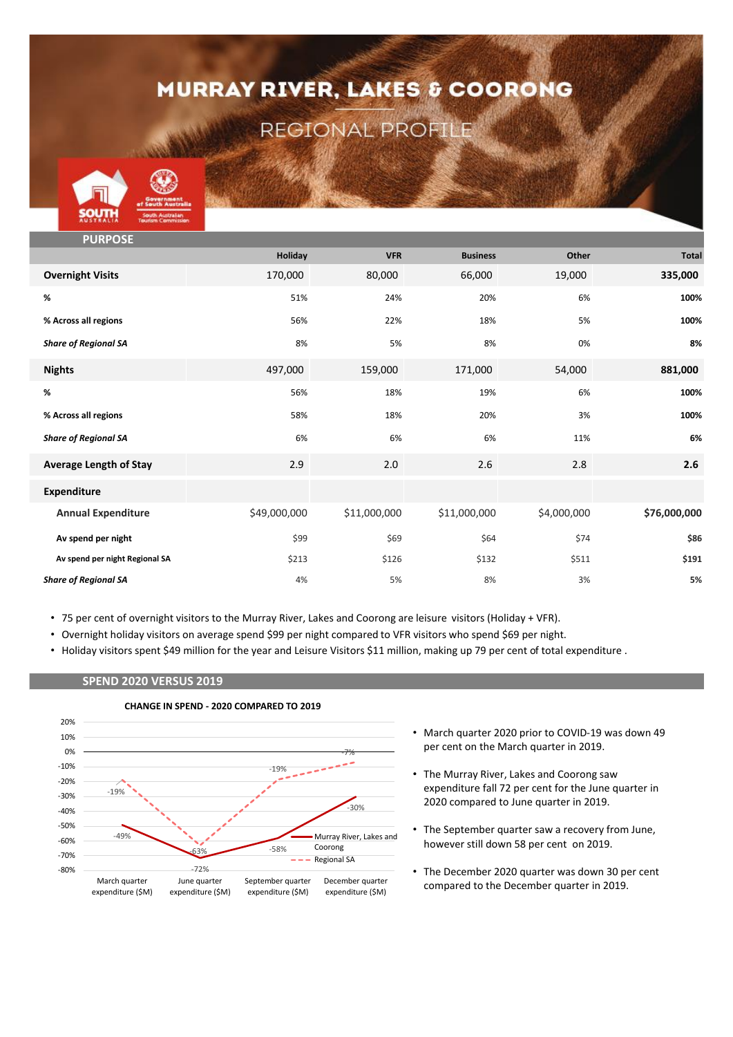# MURRAY RIVER, LAKES & COORONG

## REGIONAL PROFILE

### PURPOSE

| | Holiday | VFR | Business | Other | Total |
|---|---|---|---|---|---|
| **Overnight Visits** | 170,000 | 80,000 | 66,000 | 19,000 | **335,000** |
| **%** | 51% | 24% | 20% | 6% | **100%** |
| **% Across all regions** | 56% | 22% | 18% | 5% | **100%** |
| ***Share of Regional SA*** | 8% | 5% | 8% | 0% | **8%** |
| **Nights** | 497,000 | 159,000 | 171,000 | 54,000 | **881,000** |
| **%** | 56% | 18% | 19% | 6% | **100%** |
| **% Across all regions** | 58% | 18% | 20% | 3% | **100%** |
| ***Share of Regional SA*** | 6% | 6% | 6% | 11% | **6%** |
| **Average Length of Stay** | 2.9 | 2.0 | 2.6 | 2.8 | **2.6** |
| **Expenditure** | | | | | |
| **Annual Expenditure** | $49,000,000 | $11,000,000 | $11,000,000 | $4,000,000 | **$76,000,000** |
| **Av spend per night** | $99 | $69 | $64 | $74 | **$86** |
| **Av spend per night Regional SA** | $213 | $126 | $132 | $511 | **$191** |
| ***Share of Regional SA*** | 4% | 5% | 8% | 3% | **5%** |

- 75 per cent of overnight visitors to the Murray River, Lakes and Coorong are leisure visitors (Holiday + VFR).
- Overnight holiday visitors on average spend $99 per night compared to VFR visitors who spend $69 per night.
- Holiday visitors spent $49 million for the year and Leisure Visitors $11 million, making up 79 per cent of total expenditure .

### SPEND 2020 VERSUS 2019

**CHANGE IN SPEND - 2020 COMPARED TO 2019**

| | March quarter expenditure ($M) | June quarter expenditure ($M) | September quarter expenditure ($M) | December quarter expenditure ($M) |
|---|---|---|---|---|
| Murray River, Lakes and Coorong | -49% | -72% | -58% | -30% |
| Regional SA | -19% | -63% | -19% | -7% |

- March quarter 2020 prior to COVID-19 was down 49 per cent on the March quarter in 2019.
- The Murray River, Lakes and Coorong saw expenditure fall 72 per cent for the June quarter in 2020 compared to June quarter in 2019.
- The September quarter saw a recovery from June, however still down 58 per cent on 2019.
- The December 2020 quarter was down 30 per cent compared to the December quarter in 2019.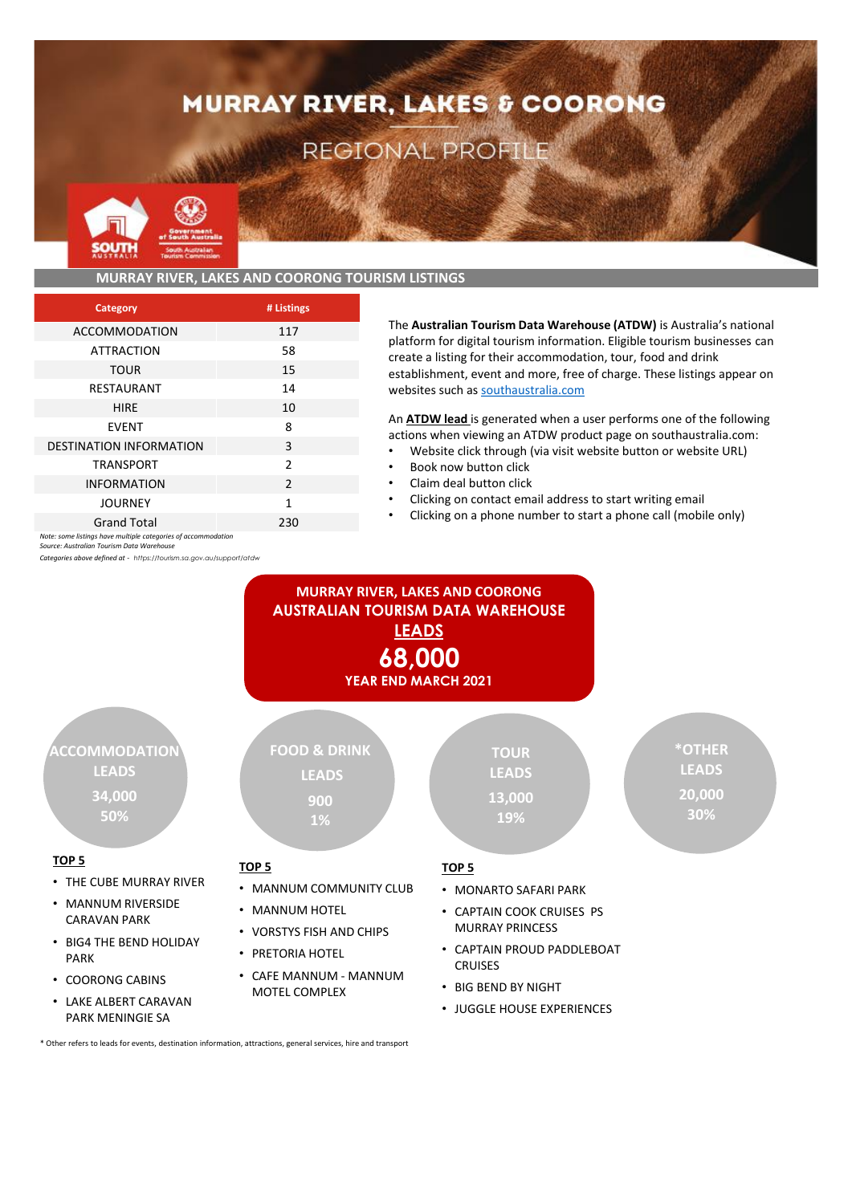# MURRAY RIVER, LAKES & COORONG

## REGIONAL PROFILE

## MURRAY RIVER, LAKES AND COORONG TOURISM LISTINGS

| Category | # Listings |
|---|---|
| ACCOMMODATION | 117 |
| ATTRACTION | 58 |
| TOUR | 15 |
| RESTAURANT | 14 |
| HIRE | 10 |
| EVENT | 8 |
| DESTINATION INFORMATION | 3 |
| TRANSPORT | 2 |
| INFORMATION | 2 |
| JOURNEY | 1 |
| Grand Total | 230 |

*Note: some listings have multiple categories of accommodation*
*Source: Australian Tourism Data Warehouse*
*Categories above defined at - https://tourism.sa.gov.au/support/atdw*

The **Australian Tourism Data Warehouse (ATDW)** is Australia's national platform for digital tourism information. Eligible tourism businesses can create a listing for their accommodation, tour, food and drink establishment, event and more, free of charge. These listings appear on websites such as southaustralia.com

An **ATDW lead** is generated when a user performs one of the following actions when viewing an ATDW product page on southaustralia.com:

- Website click through (via visit website button or website URL)
- Book now button click
- Claim deal button click
- Clicking on contact email address to start writing email
- Clicking on a phone number to start a phone call (mobile only)

## MURRAY RIVER, LAKES AND COORONG AUSTRALIAN TOURISM DATA WAREHOUSE LEADS

**68,000**

**YEAR END MARCH 2021**

**ACCOMMODATION LEADS**
34,000
50%

**TOP 5**

- THE CUBE MURRAY RIVER
- MANNUM RIVERSIDE CARAVAN PARK
- BIG4 THE BEND HOLIDAY PARK
- COORONG CABINS
- LAKE ALBERT CARAVAN PARK MENINGIE SA

**FOOD & DRINK LEADS**
900
1%

**TOP 5**

- MANNUM COMMUNITY CLUB
- MANNUM HOTEL
- VORSTYS FISH AND CHIPS
- PRETORIA HOTEL
- CAFE MANNUM - MANNUM MOTEL COMPLEX

**TOUR LEADS**
13,000
19%

**TOP 5**

- MONARTO SAFARI PARK
- CAPTAIN COOK CRUISES PS MURRAY PRINCESS
- CAPTAIN PROUD PADDLEBOAT CRUISES
- BIG BEND BY NIGHT
- JUGGLE HOUSE EXPERIENCES

***OTHER LEADS**
20,000
30%

* Other refers to leads for events, destination information, attractions, general services, hire and transport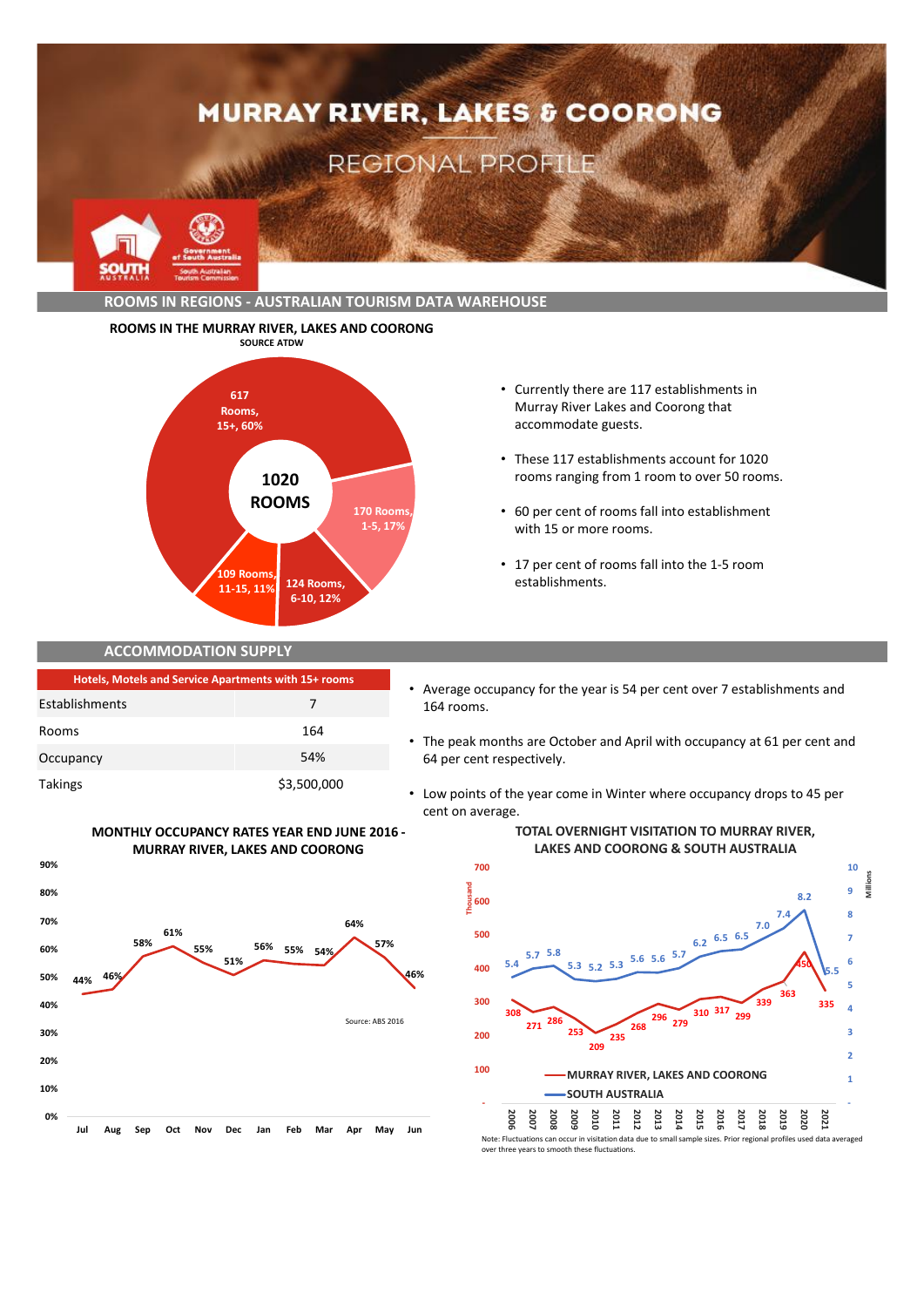# MURRAY RIVER, LAKES & COORONG

## REGIONAL PROFILE

## ROOMS IN REGIONS - AUSTRALIAN TOURISM DATA WAREHOUSE

### ROOMS IN THE MURRAY RIVER, LAKES AND COORONG

SOURCE ATDW

| Rooms | Size | Share |
|---|---|---|
| 617 Rooms | 15+ | 60% |
| 170 Rooms | 1-5 | 17% |
| 124 Rooms | 6-10 | 12% |
| 109 Rooms | 11-15 | 11% |
| **1020 ROOMS** | | |

- Currently there are 117 establishments in Murray River Lakes and Coorong that accommodate guests.
- These 117 establishments account for 1020 rooms ranging from 1 room to over 50 rooms.
- 60 per cent of rooms fall into establishment with 15 or more rooms.
- 17 per cent of rooms fall into the 1-5 room establishments.

## ACCOMMODATION SUPPLY

| Hotels, Motels and Service Apartments with 15+ rooms | |
|---|---|
| Establishments | 7 |
| Rooms | 164 |
| Occupancy | 54% |
| Takings | $3,500,000 |

- Average occupancy for the year is 54 per cent over 7 establishments and 164 rooms.
- The peak months are October and April with occupancy at 61 per cent and 64 per cent respectively.
- Low points of the year come in Winter where occupancy drops to 45 per cent on average.

### MONTHLY OCCUPANCY RATES YEAR END JUNE 2016 - MURRAY RIVER, LAKES AND COORONG

| Jul | Aug | Sep | Oct | Nov | Dec | Jan | Feb | Mar | Apr | May | Jun |
|---|---|---|---|---|---|---|---|---|---|---|---|
| 44% | 46% | 58% | 61% | 55% | 51% | 56% | 55% | 54% | 64% | 57% | 46% |

Source: ABS 2016

### TOTAL OVERNIGHT VISITATION TO MURRAY RIVER, LAKES AND COORONG & SOUTH AUSTRALIA

| Year | MURRAY RIVER, LAKES AND COORONG (Thousand) | SOUTH AUSTRALIA (Millions) |
|---|---|---|
| 2006 | 308 | 5.4 |
| 2007 | 271 | 5.7 |
| 2008 | 286 | 5.8 |
| 2009 | 253 | 5.3 |
| 2010 | 209 | 5.2 |
| 2011 | 235 | 5.3 |
| 2012 | 268 | 5.6 |
| 2013 | 296 | 5.6 |
| 2014 | 279 | 5.7 |
| 2015 | 310 | 6.2 |
| 2016 | 317 | 6.5 |
| 2017 | 299 | 6.5 |
| 2018 | 339 | 7.0 |
| 2019 | 363 | 7.4 |
| 2020 | 450 | 8.2 |
| 2021 | 335 | 5.5 |

Note: Fluctuations can occur in visitation data due to small sample sizes. Prior regional profiles used data averaged over three years to smooth these fluctuations.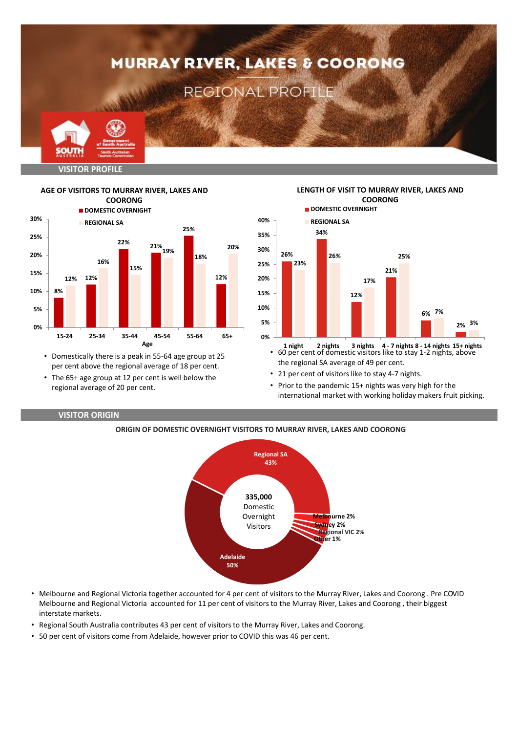# MURRAY RIVER, LAKES & COORONG

## REGIONAL PROFILE

## VISITOR PROFILE

### AGE OF VISITORS TO MURRAY RIVER, LAKES AND COORONG

| Age | DOMESTIC OVERNIGHT | REGIONAL SA |
|---|---|---|
| 15-24 | 8% | 12% |
| 25-34 | 12% | 16% |
| 35-44 | 22% | 15% |
| 45-54 | 21% | 19% |
| 55-64 | 25% | 18% |
| 65+ | 12% | 20% |

- Domestically there is a peak in 55-64 age group at 25 per cent above the regional average of 18 per cent.
- The 65+ age group at 12 per cent is well below the regional average of 20 per cent.

### LENGTH OF VISIT TO MURRAY RIVER, LAKES AND COORONG

| Length of visit | DOMESTIC OVERNIGHT | REGIONAL SA |
|---|---|---|
| 1 night | 26% | 23% |
| 2 nights | 34% | 26% |
| 3 nights | 12% | 17% |
| 4 - 7 nights | 21% | 25% |
| 8 - 14 nights | 6% | 7% |
| 15+ nights | 2% | 3% |

- 60 per cent of domestic visitors like to stay 1-2 nights, above the regional SA average of 49 per cent.
- 21 per cent of visitors like to stay 4-7 nights.
- Prior to the pandemic 15+ nights was very high for the international market with working holiday makers fruit picking.

## VISITOR ORIGIN

### ORIGIN OF DOMESTIC OVERNIGHT VISITORS TO MURRAY RIVER, LAKES AND COORONG

335,000 Domestic Overnight Visitors

| Origin | Share |
|---|---|
| Adelaide | 50% |
| Regional SA | 43% |
| Melbourne | 2% |
| Sydney | 2% |
| Regional VIC | 2% |
| Other | 1% |

- Melbourne and Regional Victoria together accounted for 4 per cent of visitors to the Murray River, Lakes and Coorong . Pre COVID Melbourne and Regional Victoria accounted for 11 per cent of visitors to the Murray River, Lakes and Coorong , their biggest interstate markets.
- Regional South Australia contributes 43 per cent of visitors to the Murray River, Lakes and Coorong.
- 50 per cent of visitors come from Adelaide, however prior to COVID this was 46 per cent.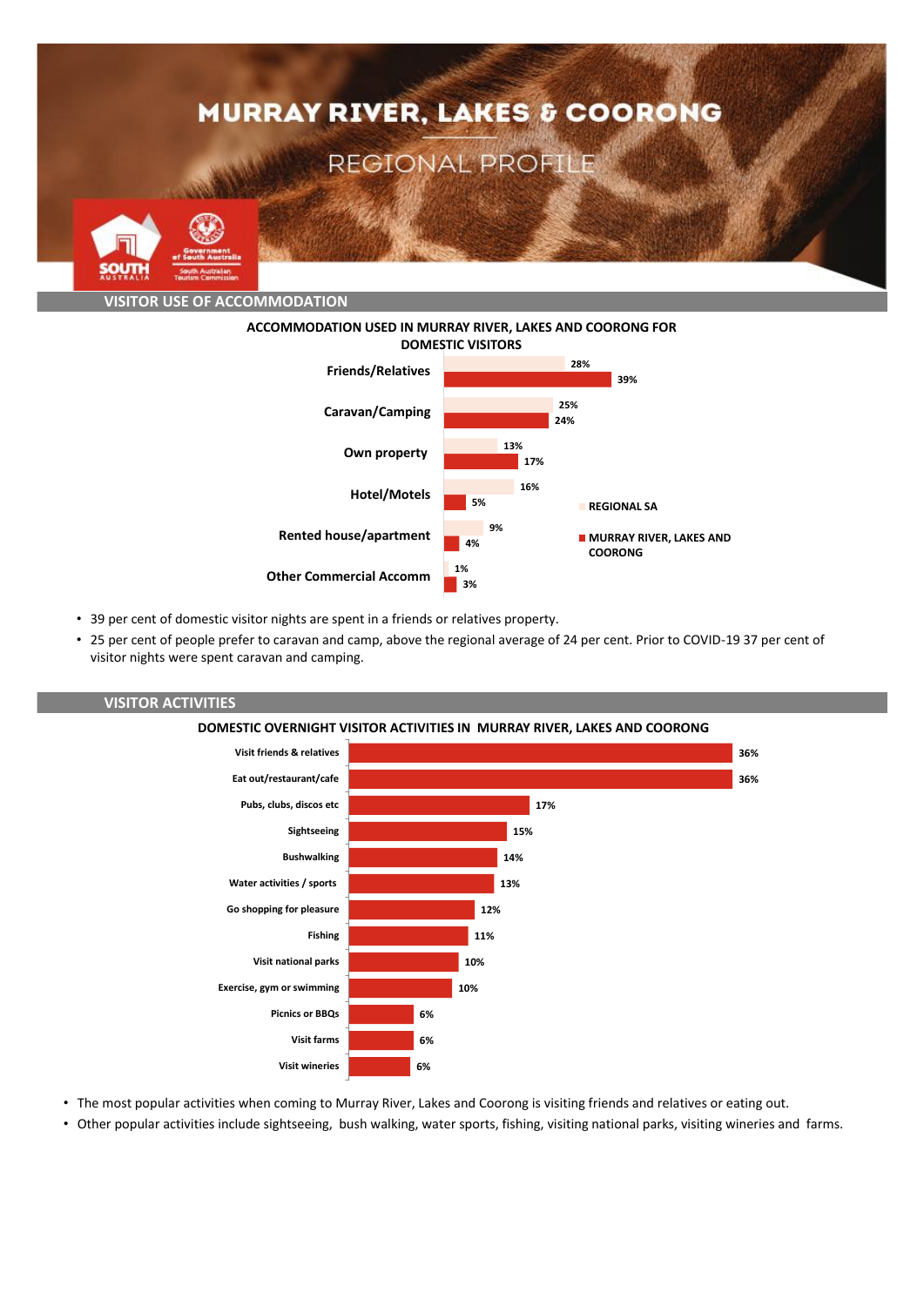# MURRAY RIVER, LAKES & COORONG

## REGIONAL PROFILE

## VISITOR USE OF ACCOMMODATION

**ACCOMMODATION USED IN MURRAY RIVER, LAKES AND COORONG FOR DOMESTIC VISITORS**

| Accommodation | REGIONAL SA | MURRAY RIVER, LAKES AND COORONG |
|---|---|---|
| Friends/Relatives | 28% | 39% |
| Caravan/Camping | 25% | 24% |
| Own property | 13% | 17% |
| Hotel/Motels | 16% | 5% |
| Rented house/apartment | 9% | 4% |
| Other Commercial Accomm | 1% | 3% |

- 39 per cent of domestic visitor nights are spent in a friends or relatives property.
- 25 per cent of people prefer to caravan and camp, above the regional average of 24 per cent. Prior to COVID-19 37 per cent of visitor nights were spent caravan and camping.

## VISITOR ACTIVITIES

**DOMESTIC OVERNIGHT VISITOR ACTIVITIES IN MURRAY RIVER, LAKES AND COORONG**

| Activity | Per cent |
|---|---|
| Visit friends & relatives | 36% |
| Eat out/restaurant/cafe | 36% |
| Pubs, clubs, discos etc | 17% |
| Sightseeing | 15% |
| Bushwalking | 14% |
| Water activities / sports | 13% |
| Go shopping for pleasure | 12% |
| Fishing | 11% |
| Visit national parks | 10% |
| Exercise, gym or swimming | 10% |
| Picnics or BBQs | 6% |
| Visit farms | 6% |
| Visit wineries | 6% |

- The most popular activities when coming to Murray River, Lakes and Coorong is visiting friends and relatives or eating out.
- Other popular activities include sightseeing, bush walking, water sports, fishing, visiting national parks, visiting wineries and farms.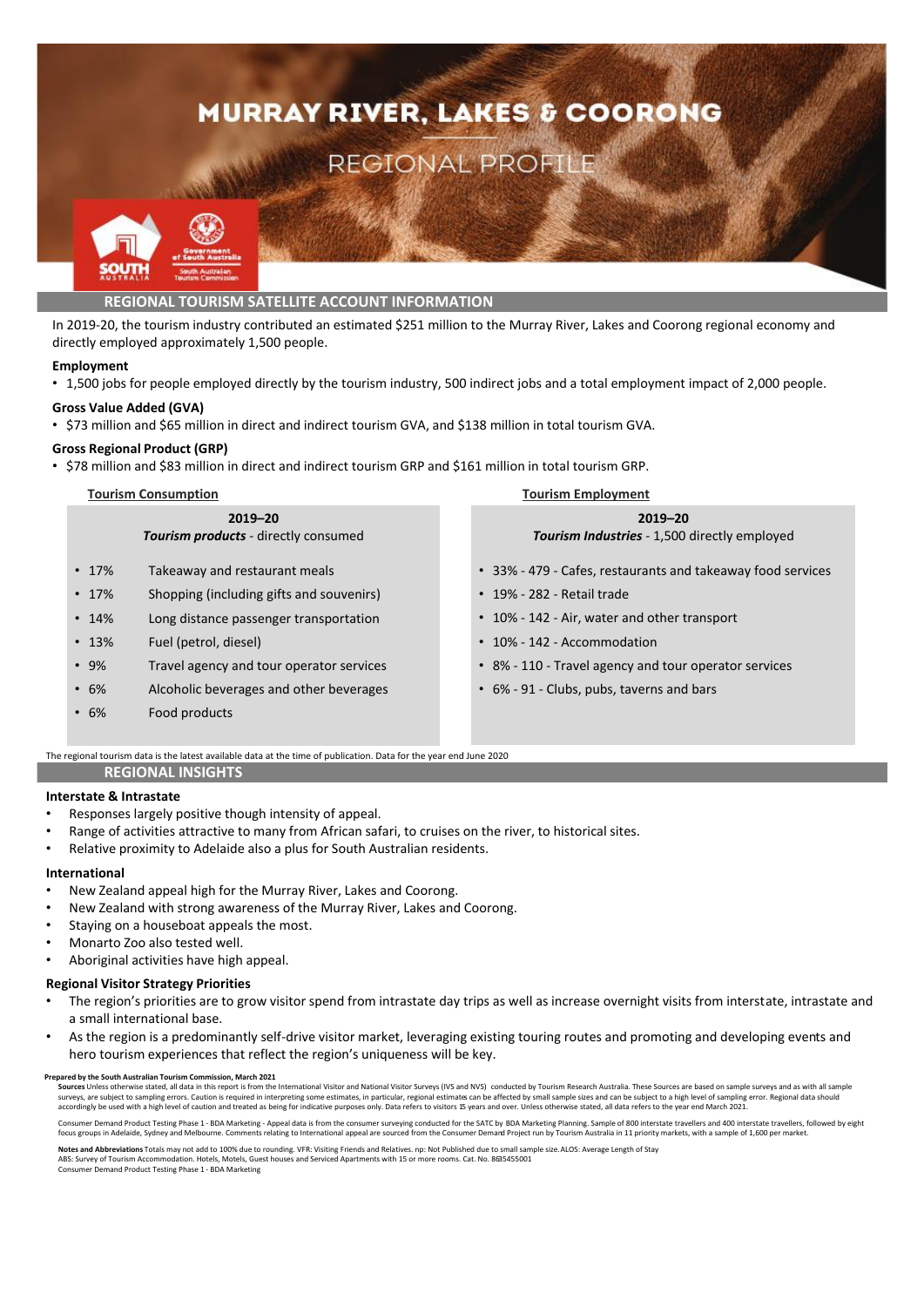# MURRAY RIVER, LAKES & COORONG

## REGIONAL PROFILE

## REGIONAL TOURISM SATELLITE ACCOUNT INFORMATION

In 2019-20, the tourism industry contributed an estimated $251 million to the Murray River, Lakes and Coorong regional economy and directly employed approximately 1,500 people.

**Employment**

- 1,500 jobs for people employed directly by the tourism industry, 500 indirect jobs and a total employment impact of 2,000 people.

**Gross Value Added (GVA)**

- $73 million and $65 million in direct and indirect tourism GVA, and $138 million in total tourism GVA.

**Gross Regional Product (GRP)**

- $78 million and $83 million in direct and indirect tourism GRP and $161 million in total tourism GRP.

**Tourism Consumption**

**2019–20**
***Tourism products*** - directly consumed

- 17% Takeaway and restaurant meals
- 17% Shopping (including gifts and souvenirs)
- 14% Long distance passenger transportation
- 13% Fuel (petrol, diesel)
- 9% Travel agency and tour operator services
- 6% Alcoholic beverages and other beverages
- 6% Food products

**Tourism Employment**

**2019–20**
***Tourism Industries*** - 1,500 directly employed

- 33% - 479 - Cafes, restaurants and takeaway food services
- 19% - 282 - Retail trade
- 10% - 142 - Air, water and other transport
- 10% - 142 - Accommodation
- 8% - 110 - Travel agency and tour operator services
- 6% - 91 - Clubs, pubs, taverns and bars

The regional tourism data is the latest available data at the time of publication. Data for the year end June 2020

## REGIONAL INSIGHTS

**Interstate & Intrastate**

- Responses largely positive though intensity of appeal.
- Range of activities attractive to many from African safari, to cruises on the river, to historical sites.
- Relative proximity to Adelaide also a plus for South Australian residents.

**International**

- New Zealand appeal high for the Murray River, Lakes and Coorong.
- New Zealand with strong awareness of the Murray River, Lakes and Coorong.
- Staying on a houseboat appeals the most.
- Monarto Zoo also tested well.
- Aboriginal activities have high appeal.

**Regional Visitor Strategy Priorities**

- The region's priorities are to grow visitor spend from intrastate day trips as well as increase overnight visits from interstate, intrastate and a small international base.
- As the region is a predominantly self-drive visitor market, leveraging existing touring routes and promoting and developing events and hero tourism experiences that reflect the region's uniqueness will be key.

**Prepared by the South Australian Tourism Commission, March 2021**

**Sources** Unless otherwise stated, all data in this report is from the International Visitor and National Visitor Surveys (IVS and NVS) conducted by Tourism Research Australia. These Sources are based on sample surveys and as with all sample surveys, are subject to sampling errors. Caution is required in interpreting some estimates, in particular, regional estimates can be affected by small sample sizes and can be subject to a high level of sampling error. Regional data should accordingly be used with a high level of caution and treated as being for indicative purposes only. Data refers to visitors 15 years and over. Unless otherwise stated, all data refers to the year end March 2021.

Consumer Demand Product Testing Phase 1 - BDA Marketing - Appeal data is from the consumer surveying conducted for the SATC by BDA Marketing Planning. Sample of 800 interstate travellers and 400 interstate travellers, followed by eight focus groups in Adelaide, Sydney and Melbourne. Comments relating to International appeal are sourced from the Consumer Demand Project run by Tourism Australia in 11 priority markets, with a sample of 1,600 per market.

**Notes and Abbreviations** Totals may not add to 100% due to rounding. VFR: Visiting Friends and Relatives. np: Not Published due to small sample size. ALOS: Average Length of Stay
ABS: Survey of Tourism Accommodation. Hotels, Motels, Guest houses and Serviced Apartments with 15 or more rooms. Cat. No. 8635455001
Consumer Demand Product Testing Phase 1 - BDA Marketing